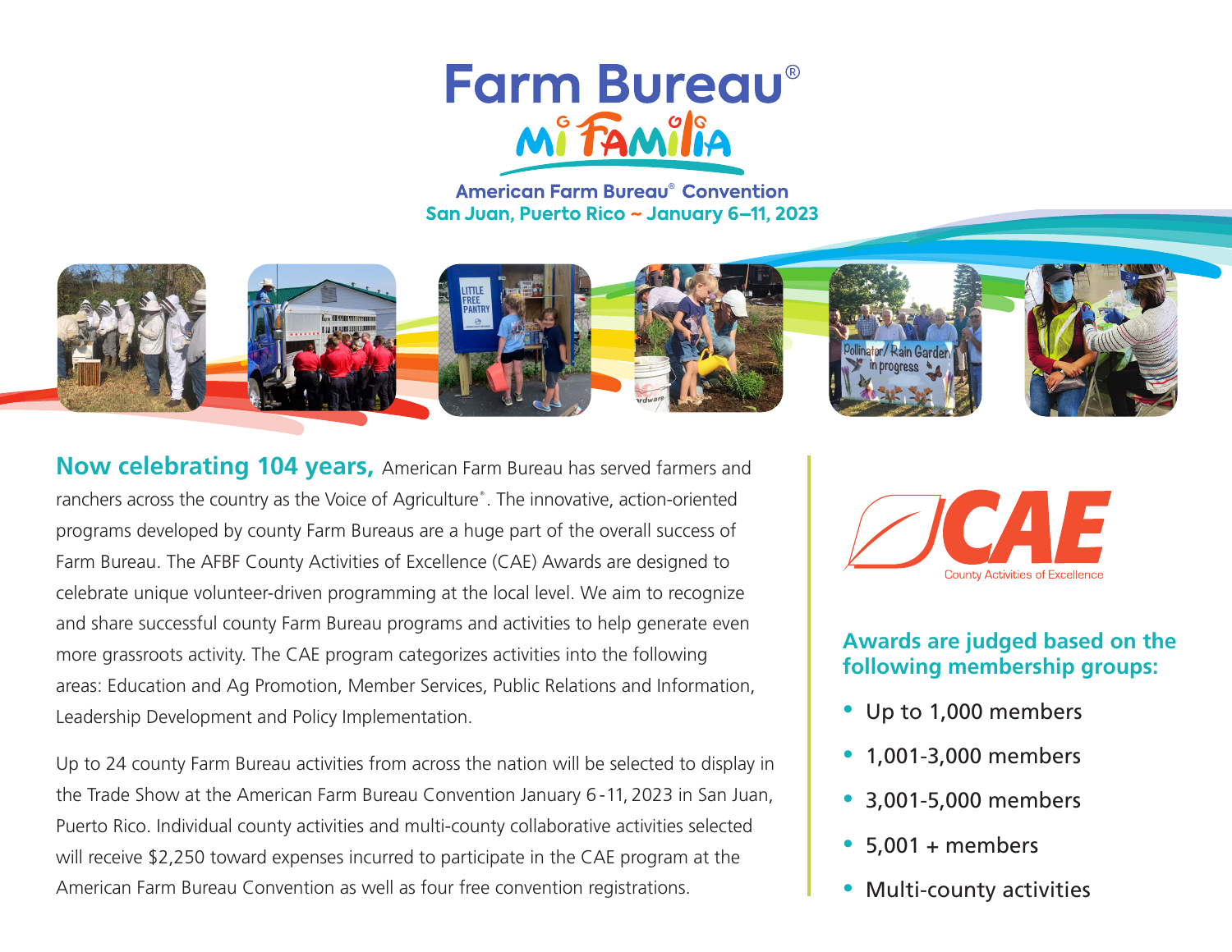# Farm Bureau®

## Mi Familia

**American Farm Bureau® Convention**
**San Juan, Puerto Rico ~ January 6–11, 2023**

**Now celebrating 104 years,** American Farm Bureau has served farmers and ranchers across the country as the Voice of Agriculture®. The innovative, action-oriented programs developed by county Farm Bureaus are a huge part of the overall success of Farm Bureau. The AFBF County Activities of Excellence (CAE) Awards are designed to celebrate unique volunteer-driven programming at the local level. We aim to recognize and share successful county Farm Bureau programs and activities to help generate even more grassroots activity. The CAE program categorizes activities into the following areas: Education and Ag Promotion, Member Services, Public Relations and Information, Leadership Development and Policy Implementation.

Up to 24 county Farm Bureau activities from across the nation will be selected to display in the Trade Show at the American Farm Bureau Convention January 6 - 11, 2023 in San Juan, Puerto Rico. Individual county activities and multi-county collaborative activities selected will receive $2,250 toward expenses incurred to participate in the CAE program at the American Farm Bureau Convention as well as four free convention registrations.

**CAE**
County Activities of Excellence

### Awards are judged based on the following membership groups:

- Up to 1,000 members
- 1,001-3,000 members
- 3,001-5,000 members
- 5,001 + members
- Multi-county activities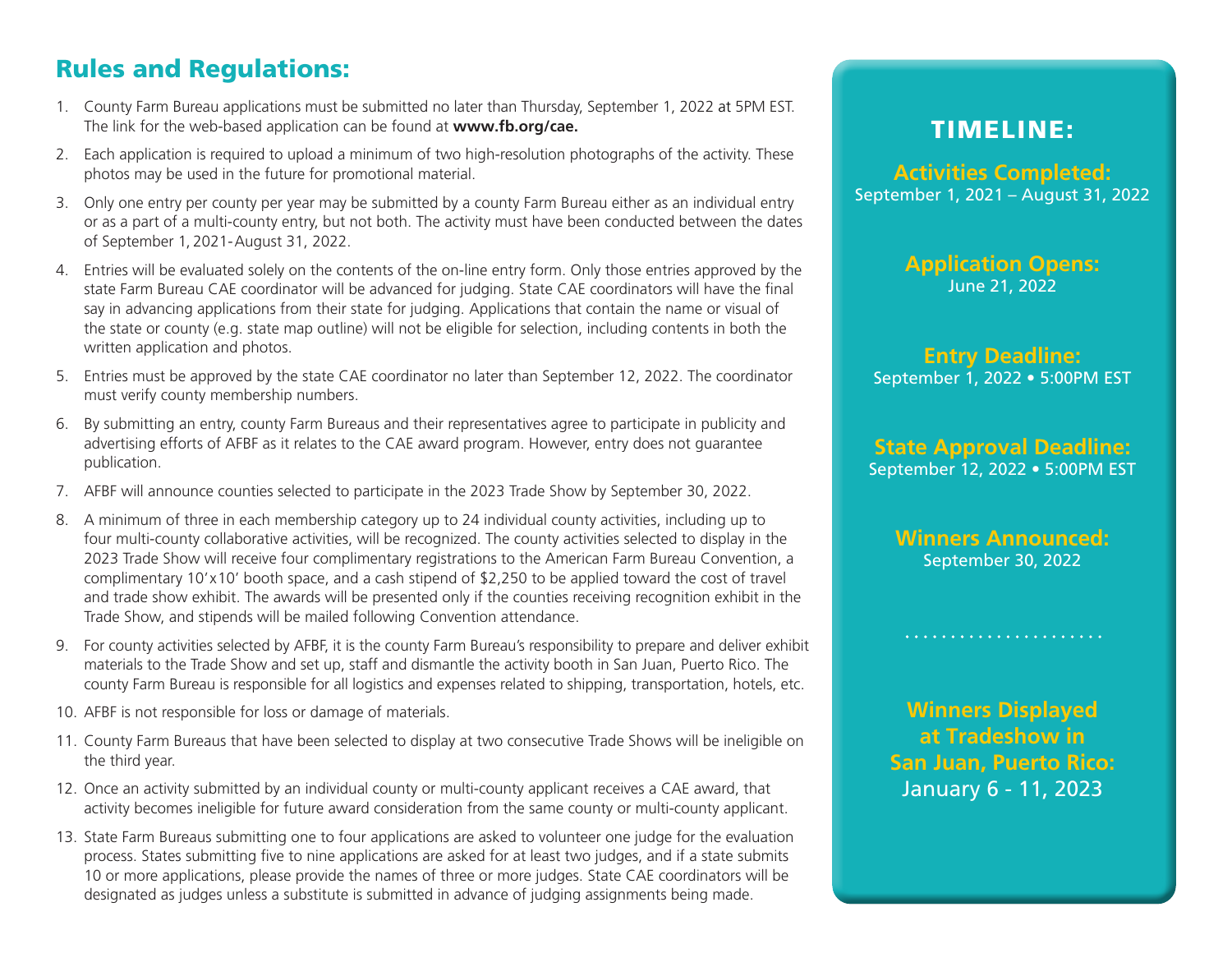## Rules and Regulations:

1. County Farm Bureau applications must be submitted no later than Thursday, September 1, 2022 at 5PM EST. The link for the web-based application can be found at **www.fb.org/cae.**
2. Each application is required to upload a minimum of two high-resolution photographs of the activity. These photos may be used in the future for promotional material.
3. Only one entry per county per year may be submitted by a county Farm Bureau either as an individual entry or as a part of a multi-county entry, but not both. The activity must have been conducted between the dates of September 1, 2021-August 31, 2022.
4. Entries will be evaluated solely on the contents of the on-line entry form. Only those entries approved by the state Farm Bureau CAE coordinator will be advanced for judging. State CAE coordinators will have the final say in advancing applications from their state for judging. Applications that contain the name or visual of the state or county (e.g. state map outline) will not be eligible for selection, including contents in both the written application and photos.
5. Entries must be approved by the state CAE coordinator no later than September 12, 2022. The coordinator must verify county membership numbers.
6. By submitting an entry, county Farm Bureaus and their representatives agree to participate in publicity and advertising efforts of AFBF as it relates to the CAE award program. However, entry does not guarantee publication.
7. AFBF will announce counties selected to participate in the 2023 Trade Show by September 30, 2022.
8. A minimum of three in each membership category up to 24 individual county activities, including up to four multi-county collaborative activities, will be recognized. The county activities selected to display in the 2023 Trade Show will receive four complimentary registrations to the American Farm Bureau Convention, a complimentary 10'x10' booth space, and a cash stipend of $2,250 to be applied toward the cost of travel and trade show exhibit. The awards will be presented only if the counties receiving recognition exhibit in the Trade Show, and stipends will be mailed following Convention attendance.
9. For county activities selected by AFBF, it is the county Farm Bureau's responsibility to prepare and deliver exhibit materials to the Trade Show and set up, staff and dismantle the activity booth in San Juan, Puerto Rico. The county Farm Bureau is responsible for all logistics and expenses related to shipping, transportation, hotels, etc.
10. AFBF is not responsible for loss or damage of materials.
11. County Farm Bureaus that have been selected to display at two consecutive Trade Shows will be ineligible on the third year.
12. Once an activity submitted by an individual county or multi-county applicant receives a CAE award, that activity becomes ineligible for future award consideration from the same county or multi-county applicant.
13. State Farm Bureaus submitting one to four applications are asked to volunteer one judge for the evaluation process. States submitting five to nine applications are asked for at least two judges, and if a state submits 10 or more applications, please provide the names of three or more judges. State CAE coordinators will be designated as judges unless a substitute is submitted in advance of judging assignments being made.

## TIMELINE:

**Activities Completed:**
September 1, 2021 – August 31, 2022

**Application Opens:**
June 21, 2022

**Entry Deadline:**
September 1, 2022 • 5:00PM EST

**State Approval Deadline:**
September 12, 2022 • 5:00PM EST

**Winners Announced:**
September 30, 2022

**Winners Displayed at Tradeshow in San Juan, Puerto Rico:**
January 6 - 11, 2023